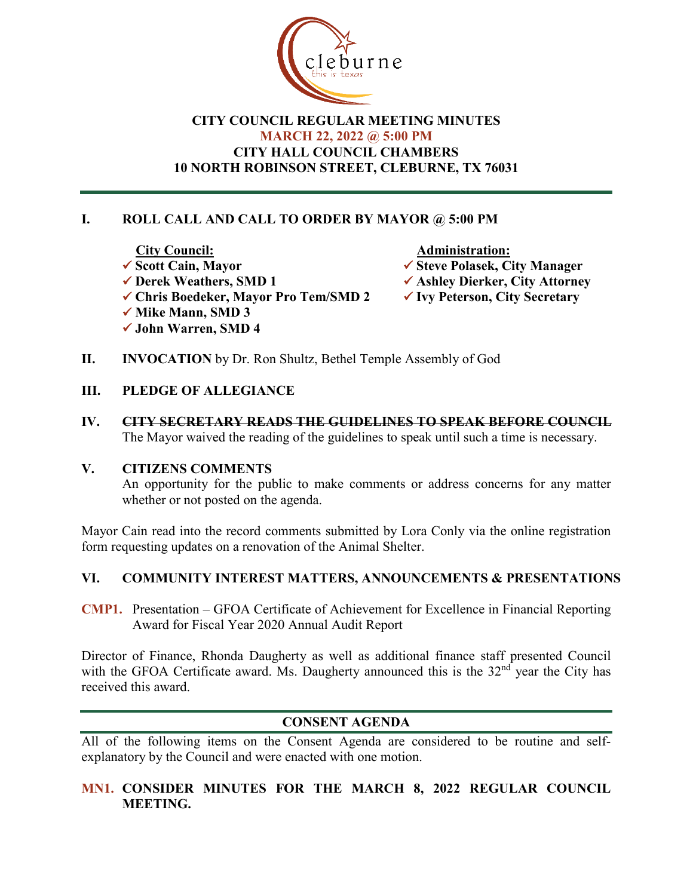# CITY COUNCIL REGULAR MEETING MINUTES

**MARCH 22, 2022 @ 5:00 PM**

**CITY HALL COUNCIL CHAMBERS**

**10 NORTH ROBINSON STREET, CLEBURNE, TX 76031**

## I. ROLL CALL AND CALL TO ORDER BY MAYOR @ 5:00 PM

**City Council:**
- ✓ **Scott Cain, Mayor**
- ✓ **Derek Weathers, SMD 1**
- ✓ **Chris Boedeker, Mayor Pro Tem/SMD 2**
- ✓ **Mike Mann, SMD 3**
- ✓ **John Warren, SMD 4**

**Administration:**
- ✓ **Steve Polasek, City Manager**
- ✓ **Ashley Dierker, City Attorney**
- ✓ **Ivy Peterson, City Secretary**

## II. INVOCATION by Dr. Ron Shultz, Bethel Temple Assembly of God

## III. PLEDGE OF ALLEGIANCE

## IV. ~~CITY SECRETARY READS THE GUIDELINES TO SPEAK BEFORE COUNCIL~~

The Mayor waived the reading of the guidelines to speak until such a time is necessary.

## V. CITIZENS COMMENTS

An opportunity for the public to make comments or address concerns for any matter whether or not posted on the agenda.

Mayor Cain read into the record comments submitted by Lora Conly via the online registration form requesting updates on a renovation of the Animal Shelter.

## VI. COMMUNITY INTEREST MATTERS, ANNOUNCEMENTS & PRESENTATIONS

**CMP1.** Presentation – GFOA Certificate of Achievement for Excellence in Financial Reporting Award for Fiscal Year 2020 Annual Audit Report

Director of Finance, Rhonda Daugherty as well as additional finance staff presented Council with the GFOA Certificate award. Ms. Daugherty announced this is the 32nd year the City has received this award.

## CONSENT AGENDA

All of the following items on the Consent Agenda are considered to be routine and self-explanatory by the Council and were enacted with one motion.

**MN1. CONSIDER MINUTES FOR THE MARCH 8, 2022 REGULAR COUNCIL MEETING.**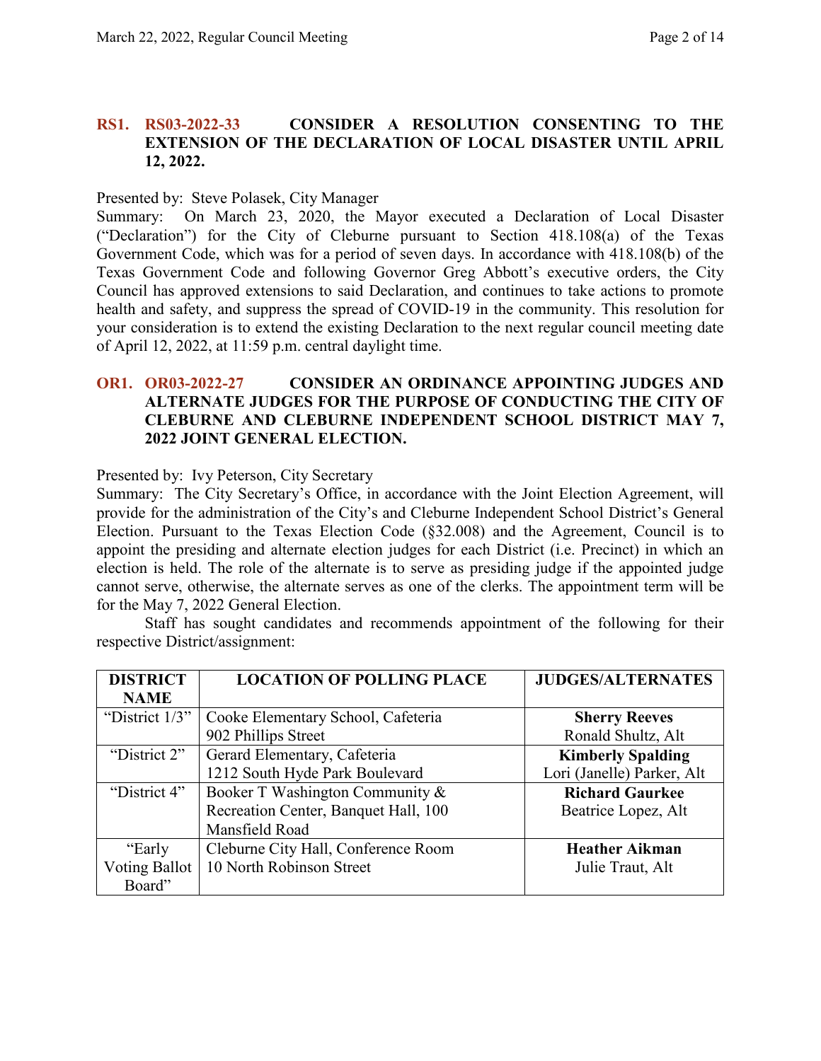**RS1. RS03-2022-33 CONSIDER A RESOLUTION CONSENTING TO THE EXTENSION OF THE DECLARATION OF LOCAL DISASTER UNTIL APRIL 12, 2022.**

Presented by: Steve Polasek, City Manager

Summary: On March 23, 2020, the Mayor executed a Declaration of Local Disaster ("Declaration") for the City of Cleburne pursuant to Section 418.108(a) of the Texas Government Code, which was for a period of seven days. In accordance with 418.108(b) of the Texas Government Code and following Governor Greg Abbott's executive orders, the City Council has approved extensions to said Declaration, and continues to take actions to promote health and safety, and suppress the spread of COVID-19 in the community. This resolution for your consideration is to extend the existing Declaration to the next regular council meeting date of April 12, 2022, at 11:59 p.m. central daylight time.

**OR1. OR03-2022-27 CONSIDER AN ORDINANCE APPOINTING JUDGES AND ALTERNATE JUDGES FOR THE PURPOSE OF CONDUCTING THE CITY OF CLEBURNE AND CLEBURNE INDEPENDENT SCHOOL DISTRICT MAY 7, 2022 JOINT GENERAL ELECTION.**

Presented by: Ivy Peterson, City Secretary

Summary: The City Secretary's Office, in accordance with the Joint Election Agreement, will provide for the administration of the City's and Cleburne Independent School District's General Election. Pursuant to the Texas Election Code (§32.008) and the Agreement, Council is to appoint the presiding and alternate election judges for each District (i.e. Precinct) in which an election is held. The role of the alternate is to serve as presiding judge if the appointed judge cannot serve, otherwise, the alternate serves as one of the clerks. The appointment term will be for the May 7, 2022 General Election.

Staff has sought candidates and recommends appointment of the following for their respective District/assignment:

| DISTRICT NAME | LOCATION OF POLLING PLACE | JUDGES/ALTERNATES |
|---|---|---|
| "District 1/3" | Cooke Elementary School, Cafeteria<br>902 Phillips Street | **Sherry Reeves**<br>Ronald Shultz, Alt |
| "District 2" | Gerard Elementary, Cafeteria<br>1212 South Hyde Park Boulevard | **Kimberly Spalding**<br>Lori (Janelle) Parker, Alt |
| "District 4" | Booker T Washington Community & Recreation Center, Banquet Hall, 100 Mansfield Road | **Richard Gaurkee**<br>Beatrice Lopez, Alt |
| "Early Voting Ballot Board" | Cleburne City Hall, Conference Room<br>10 North Robinson Street | **Heather Aikman**<br>Julie Traut, Alt |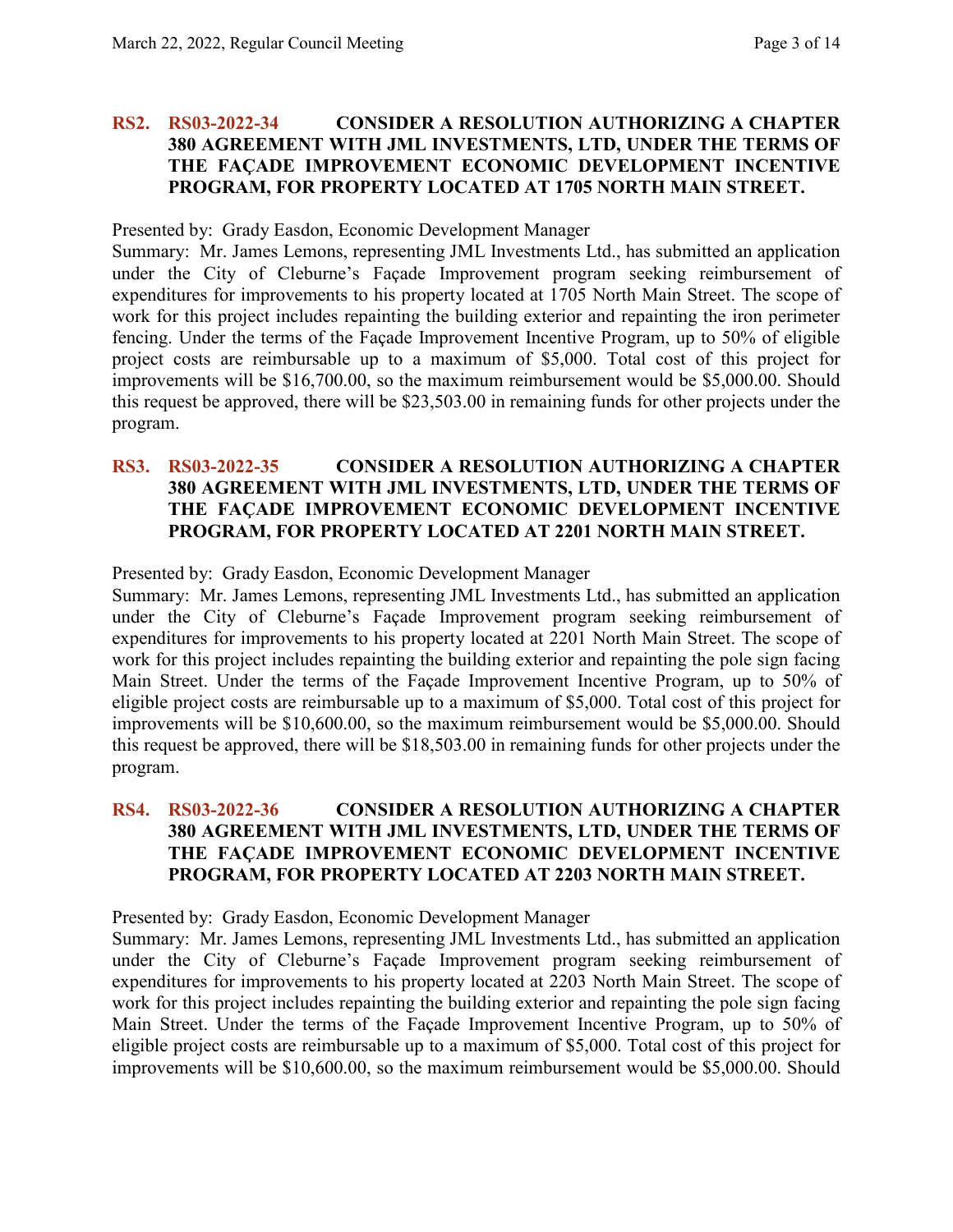### **RS2. RS03-2022-34 CONSIDER A RESOLUTION AUTHORIZING A CHAPTER 380 AGREEMENT WITH JML INVESTMENTS, LTD, UNDER THE TERMS OF THE FAÇADE IMPROVEMENT ECONOMIC DEVELOPMENT INCENTIVE PROGRAM, FOR PROPERTY LOCATED AT 1705 NORTH MAIN STREET.**

Presented by: Grady Easdon, Economic Development Manager

Summary: Mr. James Lemons, representing JML Investments Ltd., has submitted an application under the City of Cleburne's Façade Improvement program seeking reimbursement of expenditures for improvements to his property located at 1705 North Main Street. The scope of work for this project includes repainting the building exterior and repainting the iron perimeter fencing. Under the terms of the Façade Improvement Incentive Program, up to 50% of eligible project costs are reimbursable up to a maximum of $5,000. Total cost of this project for improvements will be $16,700.00, so the maximum reimbursement would be $5,000.00. Should this request be approved, there will be $23,503.00 in remaining funds for other projects under the program.

### **RS3. RS03-2022-35 CONSIDER A RESOLUTION AUTHORIZING A CHAPTER 380 AGREEMENT WITH JML INVESTMENTS, LTD, UNDER THE TERMS OF THE FAÇADE IMPROVEMENT ECONOMIC DEVELOPMENT INCENTIVE PROGRAM, FOR PROPERTY LOCATED AT 2201 NORTH MAIN STREET.**

Presented by: Grady Easdon, Economic Development Manager

Summary: Mr. James Lemons, representing JML Investments Ltd., has submitted an application under the City of Cleburne's Façade Improvement program seeking reimbursement of expenditures for improvements to his property located at 2201 North Main Street. The scope of work for this project includes repainting the building exterior and repainting the pole sign facing Main Street. Under the terms of the Façade Improvement Incentive Program, up to 50% of eligible project costs are reimbursable up to a maximum of $5,000. Total cost of this project for improvements will be $10,600.00, so the maximum reimbursement would be $5,000.00. Should this request be approved, there will be $18,503.00 in remaining funds for other projects under the program.

### **RS4. RS03-2022-36 CONSIDER A RESOLUTION AUTHORIZING A CHAPTER 380 AGREEMENT WITH JML INVESTMENTS, LTD, UNDER THE TERMS OF THE FAÇADE IMPROVEMENT ECONOMIC DEVELOPMENT INCENTIVE PROGRAM, FOR PROPERTY LOCATED AT 2203 NORTH MAIN STREET.**

Presented by: Grady Easdon, Economic Development Manager

Summary: Mr. James Lemons, representing JML Investments Ltd., has submitted an application under the City of Cleburne's Façade Improvement program seeking reimbursement of expenditures for improvements to his property located at 2203 North Main Street. The scope of work for this project includes repainting the building exterior and repainting the pole sign facing Main Street. Under the terms of the Façade Improvement Incentive Program, up to 50% of eligible project costs are reimbursable up to a maximum of $5,000. Total cost of this project for improvements will be $10,600.00, so the maximum reimbursement would be $5,000.00. Should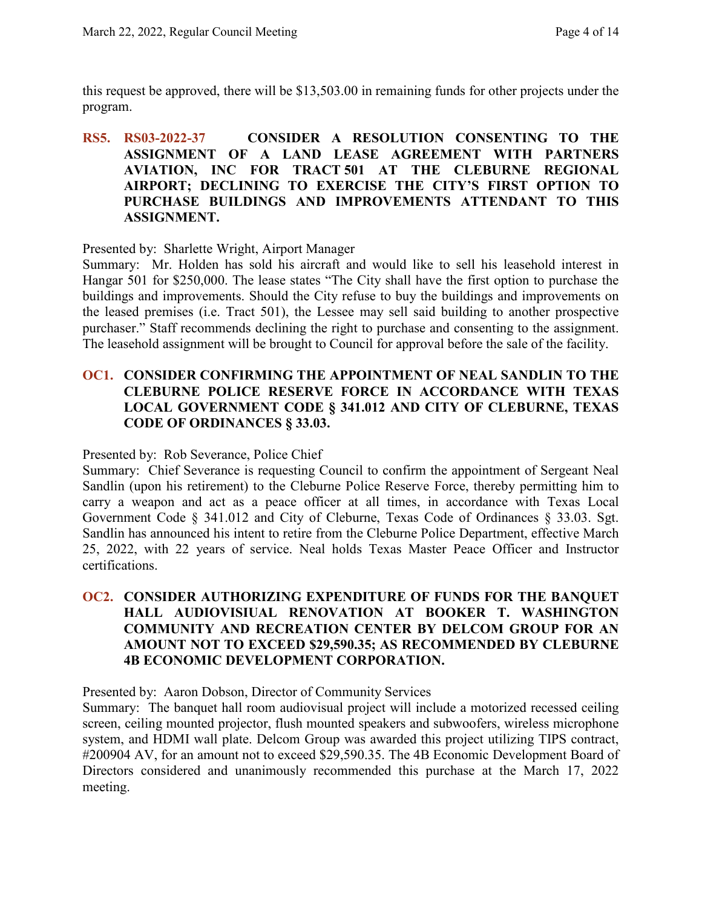this request be approved, there will be $13,503.00 in remaining funds for other projects under the program.

**RS5. RS03-2022-37 CONSIDER A RESOLUTION CONSENTING TO THE ASSIGNMENT OF A LAND LEASE AGREEMENT WITH PARTNERS AVIATION, INC FOR TRACT 501 AT THE CLEBURNE REGIONAL AIRPORT; DECLINING TO EXERCISE THE CITY'S FIRST OPTION TO PURCHASE BUILDINGS AND IMPROVEMENTS ATTENDANT TO THIS ASSIGNMENT.**

Presented by: Sharlette Wright, Airport Manager
Summary: Mr. Holden has sold his aircraft and would like to sell his leasehold interest in Hangar 501 for $250,000. The lease states "The City shall have the first option to purchase the buildings and improvements. Should the City refuse to buy the buildings and improvements on the leased premises (i.e. Tract 501), the Lessee may sell said building to another prospective purchaser." Staff recommends declining the right to purchase and consenting to the assignment. The leasehold assignment will be brought to Council for approval before the sale of the facility.

**OC1. CONSIDER CONFIRMING THE APPOINTMENT OF NEAL SANDLIN TO THE CLEBURNE POLICE RESERVE FORCE IN ACCORDANCE WITH TEXAS LOCAL GOVERNMENT CODE § 341.012 AND CITY OF CLEBURNE, TEXAS CODE OF ORDINANCES § 33.03.**

Presented by: Rob Severance, Police Chief
Summary: Chief Severance is requesting Council to confirm the appointment of Sergeant Neal Sandlin (upon his retirement) to the Cleburne Police Reserve Force, thereby permitting him to carry a weapon and act as a peace officer at all times, in accordance with Texas Local Government Code § 341.012 and City of Cleburne, Texas Code of Ordinances § 33.03. Sgt. Sandlin has announced his intent to retire from the Cleburne Police Department, effective March 25, 2022, with 22 years of service. Neal holds Texas Master Peace Officer and Instructor certifications.

**OC2. CONSIDER AUTHORIZING EXPENDITURE OF FUNDS FOR THE BANQUET HALL AUDIOVISIUAL RENOVATION AT BOOKER T. WASHINGTON COMMUNITY AND RECREATION CENTER BY DELCOM GROUP FOR AN AMOUNT NOT TO EXCEED $29,590.35; AS RECOMMENDED BY CLEBURNE 4B ECONOMIC DEVELOPMENT CORPORATION.**

Presented by: Aaron Dobson, Director of Community Services
Summary: The banquet hall room audiovisual project will include a motorized recessed ceiling screen, ceiling mounted projector, flush mounted speakers and subwoofers, wireless microphone system, and HDMI wall plate. Delcom Group was awarded this project utilizing TIPS contract, #200904 AV, for an amount not to exceed $29,590.35. The 4B Economic Development Board of Directors considered and unanimously recommended this purchase at the March 17, 2022 meeting.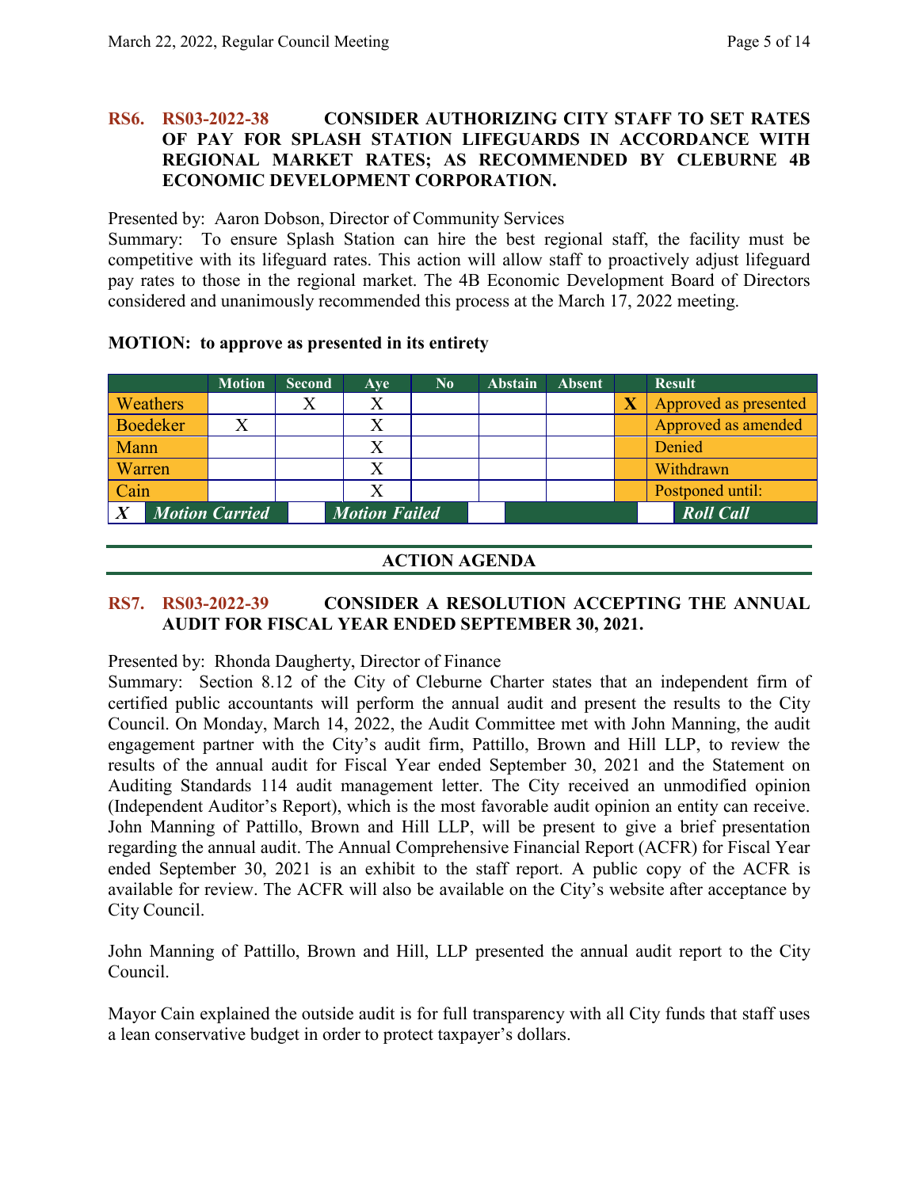**RS6. RS03-2022-38 CONSIDER AUTHORIZING CITY STAFF TO SET RATES OF PAY FOR SPLASH STATION LIFEGUARDS IN ACCORDANCE WITH REGIONAL MARKET RATES; AS RECOMMENDED BY CLEBURNE 4B ECONOMIC DEVELOPMENT CORPORATION.**

Presented by: Aaron Dobson, Director of Community Services
Summary: To ensure Splash Station can hire the best regional staff, the facility must be competitive with its lifeguard rates. This action will allow staff to proactively adjust lifeguard pay rates to those in the regional market. The 4B Economic Development Board of Directors considered and unanimously recommended this process at the March 17, 2022 meeting.

**MOTION: to approve as presented in its entirety**

| | Motion | Second | Aye | No | Abstain | Absent | | Result |
|---|---|---|---|---|---|---|---|---|
| Weathers | | X | X | | | | X | Approved as presented |
| Boedeker | X | | X | | | | | Approved as amended |
| Mann | | | X | | | | | Denied |
| Warren | | | X | | | | | Withdrawn |
| Cain | | | X | | | | | Postponed until: |
| *X* | ***Motion Carried*** | | ***Motion Failed*** | | | | | ***Roll Call*** |

## ACTION AGENDA

**RS7. RS03-2022-39 CONSIDER A RESOLUTION ACCEPTING THE ANNUAL AUDIT FOR FISCAL YEAR ENDED SEPTEMBER 30, 2021.**

Presented by: Rhonda Daugherty, Director of Finance
Summary: Section 8.12 of the City of Cleburne Charter states that an independent firm of certified public accountants will perform the annual audit and present the results to the City Council. On Monday, March 14, 2022, the Audit Committee met with John Manning, the audit engagement partner with the City's audit firm, Pattillo, Brown and Hill LLP, to review the results of the annual audit for Fiscal Year ended September 30, 2021 and the Statement on Auditing Standards 114 audit management letter. The City received an unmodified opinion (Independent Auditor's Report), which is the most favorable audit opinion an entity can receive. John Manning of Pattillo, Brown and Hill LLP, will be present to give a brief presentation regarding the annual audit. The Annual Comprehensive Financial Report (ACFR) for Fiscal Year ended September 30, 2021 is an exhibit to the staff report. A public copy of the ACFR is available for review. The ACFR will also be available on the City's website after acceptance by City Council.

John Manning of Pattillo, Brown and Hill, LLP presented the annual audit report to the City Council.

Mayor Cain explained the outside audit is for full transparency with all City funds that staff uses a lean conservative budget in order to protect taxpayer's dollars.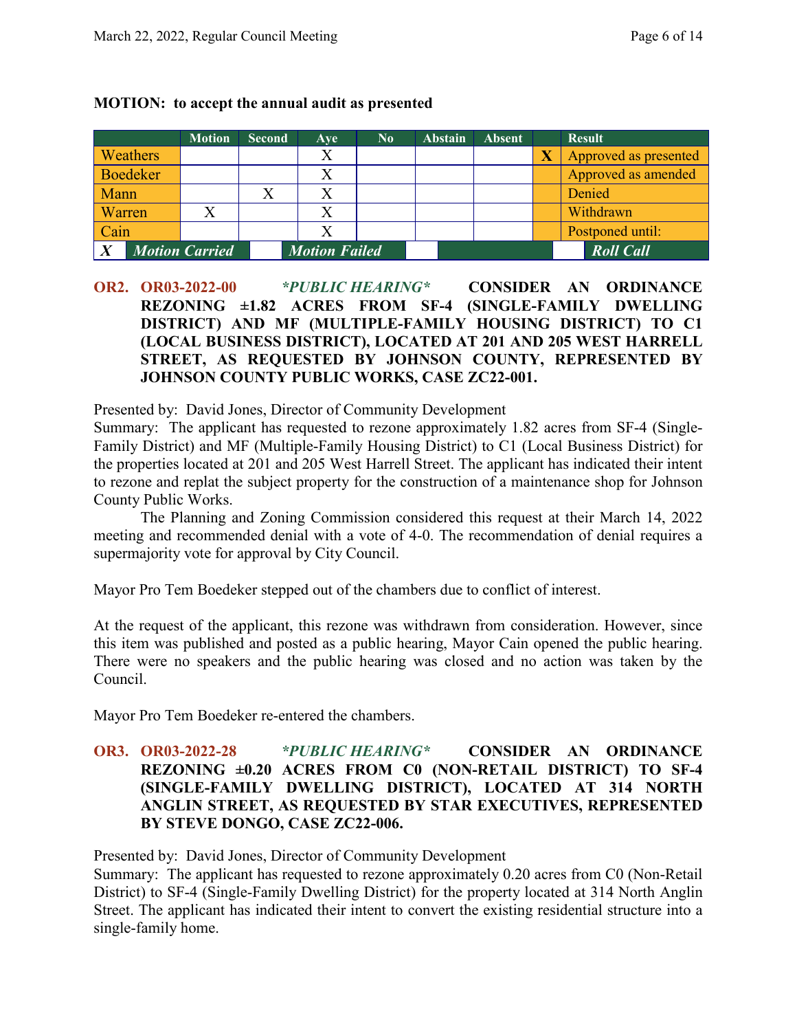**MOTION: to accept the annual audit as presented**

| | Motion | Second | Aye | No | Abstain | Absent | | Result |
|---|---|---|---|---|---|---|---|---|
| Weathers | | | X | | | | **X** | Approved as presented |
| Boedeker | | | X | | | | | Approved as amended |
| Mann | | X | X | | | | | Denied |
| Warren | X | | X | | | | | Withdrawn |
| Cain | | | X | | | | | Postponed until: |
| ***X*** | ***Motion Carried*** | | ***Motion Failed*** | | | | | ***Roll Call*** |

**OR2. OR03-2022-00** ***\*PUBLIC HEARING\**** **CONSIDER AN ORDINANCE REZONING ±1.82 ACRES FROM SF-4 (SINGLE-FAMILY DWELLING DISTRICT) AND MF (MULTIPLE-FAMILY HOUSING DISTRICT) TO C1 (LOCAL BUSINESS DISTRICT), LOCATED AT 201 AND 205 WEST HARRELL STREET, AS REQUESTED BY JOHNSON COUNTY, REPRESENTED BY JOHNSON COUNTY PUBLIC WORKS, CASE ZC22-001.**

Presented by: David Jones, Director of Community Development

Summary: The applicant has requested to rezone approximately 1.82 acres from SF-4 (Single-Family District) and MF (Multiple-Family Housing District) to C1 (Local Business District) for the properties located at 201 and 205 West Harrell Street. The applicant has indicated their intent to rezone and replat the subject property for the construction of a maintenance shop for Johnson County Public Works.

The Planning and Zoning Commission considered this request at their March 14, 2022 meeting and recommended denial with a vote of 4-0. The recommendation of denial requires a supermajority vote for approval by City Council.

Mayor Pro Tem Boedeker stepped out of the chambers due to conflict of interest.

At the request of the applicant, this rezone was withdrawn from consideration. However, since this item was published and posted as a public hearing, Mayor Cain opened the public hearing. There were no speakers and the public hearing was closed and no action was taken by the Council.

Mayor Pro Tem Boedeker re-entered the chambers.

**OR3. OR03-2022-28** ***\*PUBLIC HEARING\**** **CONSIDER AN ORDINANCE REZONING ±0.20 ACRES FROM C0 (NON-RETAIL DISTRICT) TO SF-4 (SINGLE-FAMILY DWELLING DISTRICT), LOCATED AT 314 NORTH ANGLIN STREET, AS REQUESTED BY STAR EXECUTIVES, REPRESENTED BY STEVE DONGO, CASE ZC22-006.**

Presented by: David Jones, Director of Community Development

Summary: The applicant has requested to rezone approximately 0.20 acres from C0 (Non-Retail District) to SF-4 (Single-Family Dwelling District) for the property located at 314 North Anglin Street. The applicant has indicated their intent to convert the existing residential structure into a single-family home.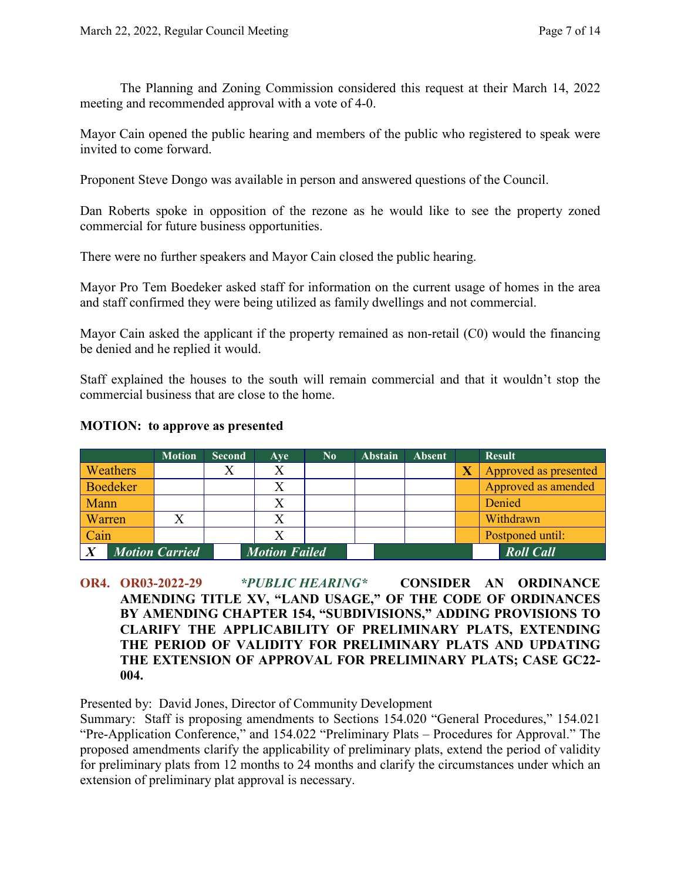The Planning and Zoning Commission considered this request at their March 14, 2022 meeting and recommended approval with a vote of 4-0.

Mayor Cain opened the public hearing and members of the public who registered to speak were invited to come forward.

Proponent Steve Dongo was available in person and answered questions of the Council.

Dan Roberts spoke in opposition of the rezone as he would like to see the property zoned commercial for future business opportunities.

There were no further speakers and Mayor Cain closed the public hearing.

Mayor Pro Tem Boedeker asked staff for information on the current usage of homes in the area and staff confirmed they were being utilized as family dwellings and not commercial.

Mayor Cain asked the applicant if the property remained as non-retail (C0) would the financing be denied and he replied it would.

Staff explained the houses to the south will remain commercial and that it wouldn't stop the commercial business that are close to the home.

**MOTION: to approve as presented**

| | Motion | Second | Aye | No | Abstain | Absent | | Result |
|---|---|---|---|---|---|---|---|---|
| Weathers | | X | X | | | | X | Approved as presented |
| Boedeker | | | X | | | | | Approved as amended |
| Mann | | | X | | | | | Denied |
| Warren | X | | X | | | | | Withdrawn |
| Cain | | | X | | | | | Postponed until: |
| *X* | ***Motion Carried*** | | ***Motion Failed*** | | | | | ***Roll Call*** |

**OR4. OR03-2022-29** ***\*PUBLIC HEARING\**** **CONSIDER AN ORDINANCE AMENDING TITLE XV, "LAND USAGE," OF THE CODE OF ORDINANCES BY AMENDING CHAPTER 154, "SUBDIVISIONS," ADDING PROVISIONS TO CLARIFY THE APPLICABILITY OF PRELIMINARY PLATS, EXTENDING THE PERIOD OF VALIDITY FOR PRELIMINARY PLATS AND UPDATING THE EXTENSION OF APPROVAL FOR PRELIMINARY PLATS; CASE GC22-004.**

Presented by: David Jones, Director of Community Development
Summary: Staff is proposing amendments to Sections 154.020 "General Procedures," 154.021 "Pre-Application Conference," and 154.022 "Preliminary Plats – Procedures for Approval." The proposed amendments clarify the applicability of preliminary plats, extend the period of validity for preliminary plats from 12 months to 24 months and clarify the circumstances under which an extension of preliminary plat approval is necessary.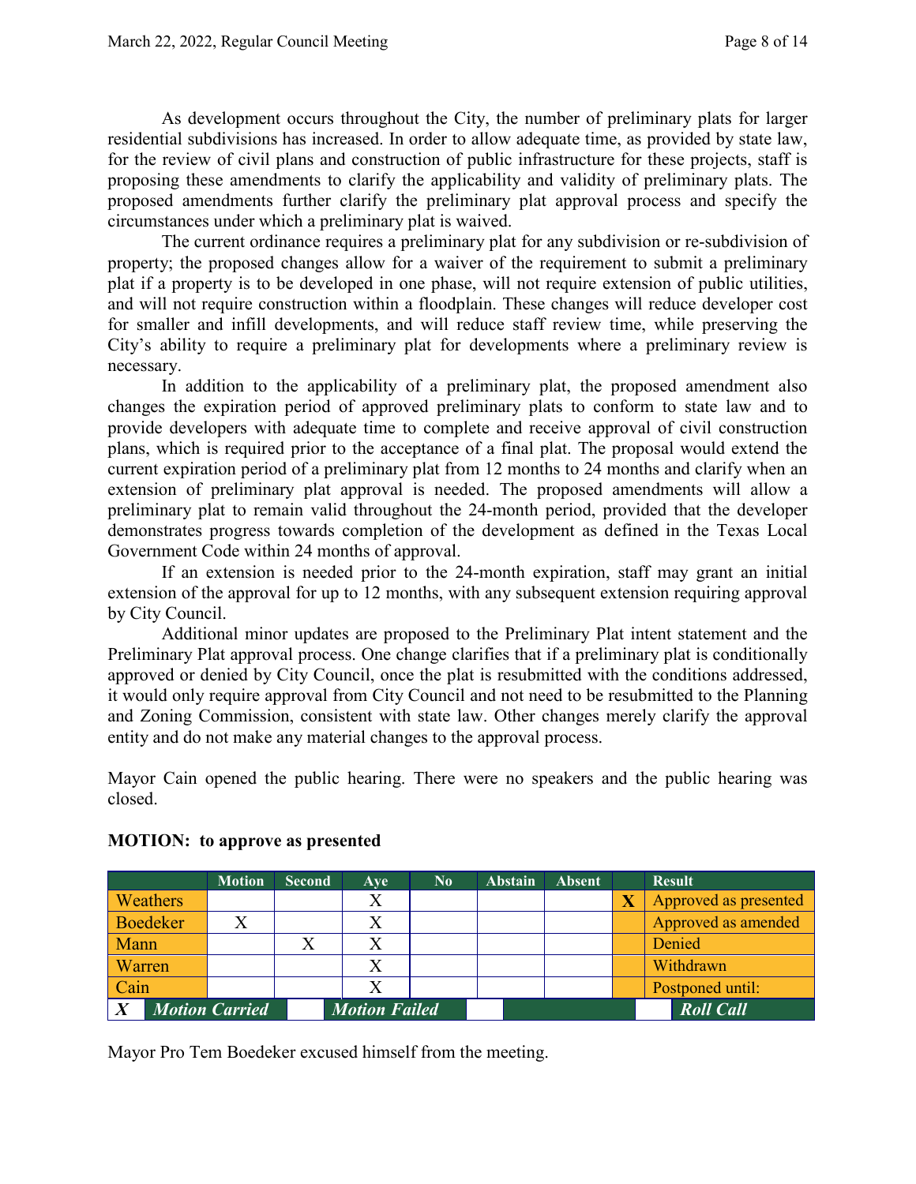As development occurs throughout the City, the number of preliminary plats for larger residential subdivisions has increased. In order to allow adequate time, as provided by state law, for the review of civil plans and construction of public infrastructure for these projects, staff is proposing these amendments to clarify the applicability and validity of preliminary plats. The proposed amendments further clarify the preliminary plat approval process and specify the circumstances under which a preliminary plat is waived.

The current ordinance requires a preliminary plat for any subdivision or re-subdivision of property; the proposed changes allow for a waiver of the requirement to submit a preliminary plat if a property is to be developed in one phase, will not require extension of public utilities, and will not require construction within a floodplain. These changes will reduce developer cost for smaller and infill developments, and will reduce staff review time, while preserving the City's ability to require a preliminary plat for developments where a preliminary review is necessary.

In addition to the applicability of a preliminary plat, the proposed amendment also changes the expiration period of approved preliminary plats to conform to state law and to provide developers with adequate time to complete and receive approval of civil construction plans, which is required prior to the acceptance of a final plat. The proposal would extend the current expiration period of a preliminary plat from 12 months to 24 months and clarify when an extension of preliminary plat approval is needed. The proposed amendments will allow a preliminary plat to remain valid throughout the 24-month period, provided that the developer demonstrates progress towards completion of the development as defined in the Texas Local Government Code within 24 months of approval.

If an extension is needed prior to the 24-month expiration, staff may grant an initial extension of the approval for up to 12 months, with any subsequent extension requiring approval by City Council.

Additional minor updates are proposed to the Preliminary Plat intent statement and the Preliminary Plat approval process. One change clarifies that if a preliminary plat is conditionally approved or denied by City Council, once the plat is resubmitted with the conditions addressed, it would only require approval from City Council and not need to be resubmitted to the Planning and Zoning Commission, consistent with state law. Other changes merely clarify the approval entity and do not make any material changes to the approval process.

Mayor Cain opened the public hearing. There were no speakers and the public hearing was closed.

**MOTION: to approve as presented**

| | Motion | Second | Aye | No | Abstain | Absent | | Result |
|---|---|---|---|---|---|---|---|---|
| Weathers | | | X | | | | X | Approved as presented |
| Boedeker | X | | X | | | | | Approved as amended |
| Mann | | X | X | | | | | Denied |
| Warren | | | X | | | | | Withdrawn |
| Cain | | | X | | | | | Postponed until: |
| *X* | *Motion Carried* | | *Motion Failed* | | | | | *Roll Call* |

Mayor Pro Tem Boedeker excused himself from the meeting.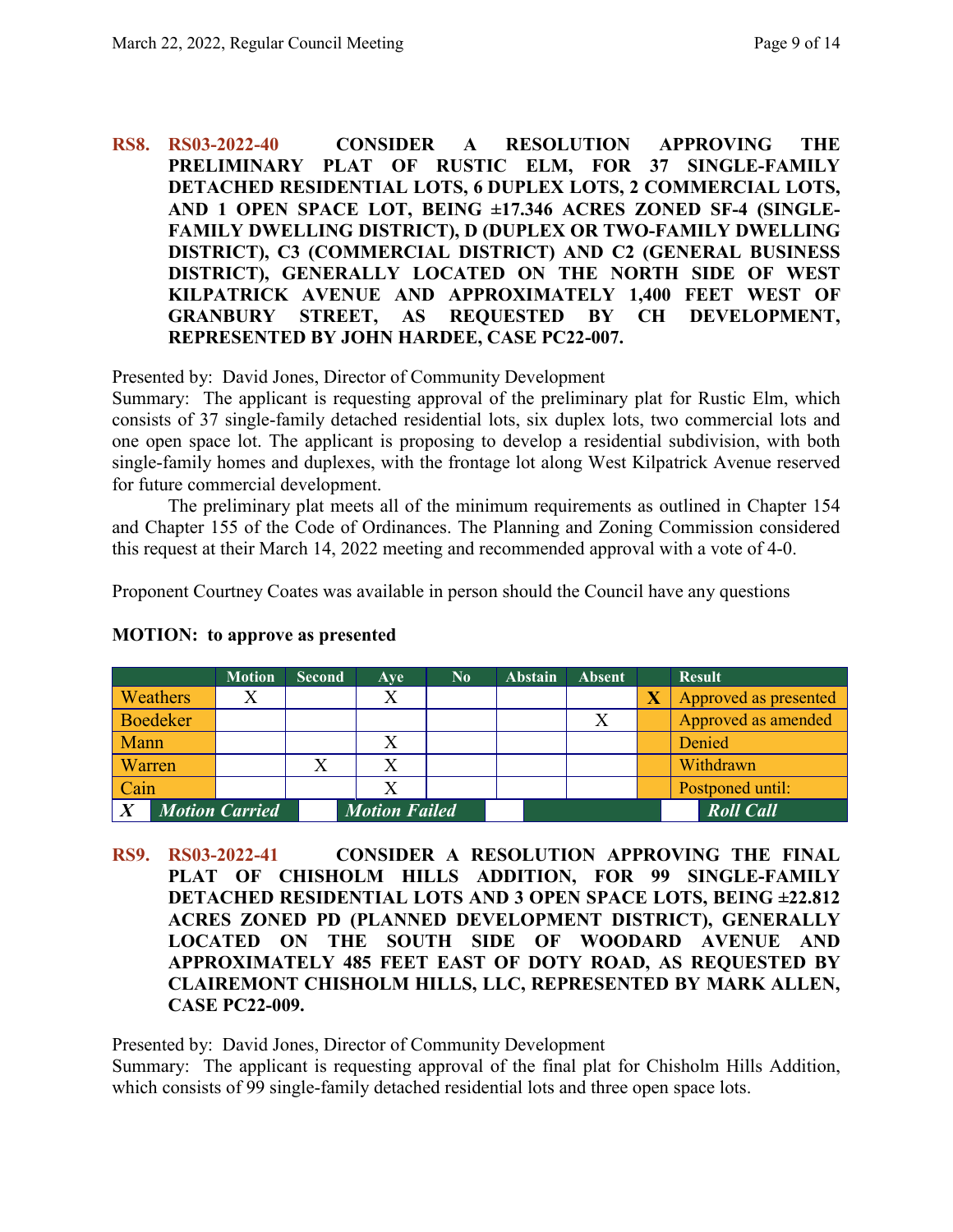**RS8. RS03-2022-40 CONSIDER A RESOLUTION APPROVING THE PRELIMINARY PLAT OF RUSTIC ELM, FOR 37 SINGLE-FAMILY DETACHED RESIDENTIAL LOTS, 6 DUPLEX LOTS, 2 COMMERCIAL LOTS, AND 1 OPEN SPACE LOT, BEING ±17.346 ACRES ZONED SF-4 (SINGLE-FAMILY DWELLING DISTRICT), D (DUPLEX OR TWO-FAMILY DWELLING DISTRICT), C3 (COMMERCIAL DISTRICT) AND C2 (GENERAL BUSINESS DISTRICT), GENERALLY LOCATED ON THE NORTH SIDE OF WEST KILPATRICK AVENUE AND APPROXIMATELY 1,400 FEET WEST OF GRANBURY STREET, AS REQUESTED BY CH DEVELOPMENT, REPRESENTED BY JOHN HARDEE, CASE PC22-007.**

Presented by: David Jones, Director of Community Development
Summary: The applicant is requesting approval of the preliminary plat for Rustic Elm, which consists of 37 single-family detached residential lots, six duplex lots, two commercial lots and one open space lot. The applicant is proposing to develop a residential subdivision, with both single-family homes and duplexes, with the frontage lot along West Kilpatrick Avenue reserved for future commercial development.

The preliminary plat meets all of the minimum requirements as outlined in Chapter 154 and Chapter 155 of the Code of Ordinances. The Planning and Zoning Commission considered this request at their March 14, 2022 meeting and recommended approval with a vote of 4-0.

Proponent Courtney Coates was available in person should the Council have any questions

**MOTION: to approve as presented**

| | Motion | Second | Aye | No | Abstain | Absent | | Result |
|---|---|---|---|---|---|---|---|---|
| Weathers | X | | X | | | | **X** | Approved as presented |
| Boedeker | | | | | | X | | Approved as amended |
| Mann | | | X | | | | | Denied |
| Warren | | X | X | | | | | Withdrawn |
| Cain | | | X | | | | | Postponed until: |
| ***X*** ***Motion Carried*** | | | ***Motion Failed*** | | | | | ***Roll Call*** |

**RS9. RS03-2022-41 CONSIDER A RESOLUTION APPROVING THE FINAL PLAT OF CHISHOLM HILLS ADDITION, FOR 99 SINGLE-FAMILY DETACHED RESIDENTIAL LOTS AND 3 OPEN SPACE LOTS, BEING ±22.812 ACRES ZONED PD (PLANNED DEVELOPMENT DISTRICT), GENERALLY LOCATED ON THE SOUTH SIDE OF WOODARD AVENUE AND APPROXIMATELY 485 FEET EAST OF DOTY ROAD, AS REQUESTED BY CLAIREMONT CHISHOLM HILLS, LLC, REPRESENTED BY MARK ALLEN, CASE PC22-009.**

Presented by: David Jones, Director of Community Development
Summary: The applicant is requesting approval of the final plat for Chisholm Hills Addition, which consists of 99 single-family detached residential lots and three open space lots.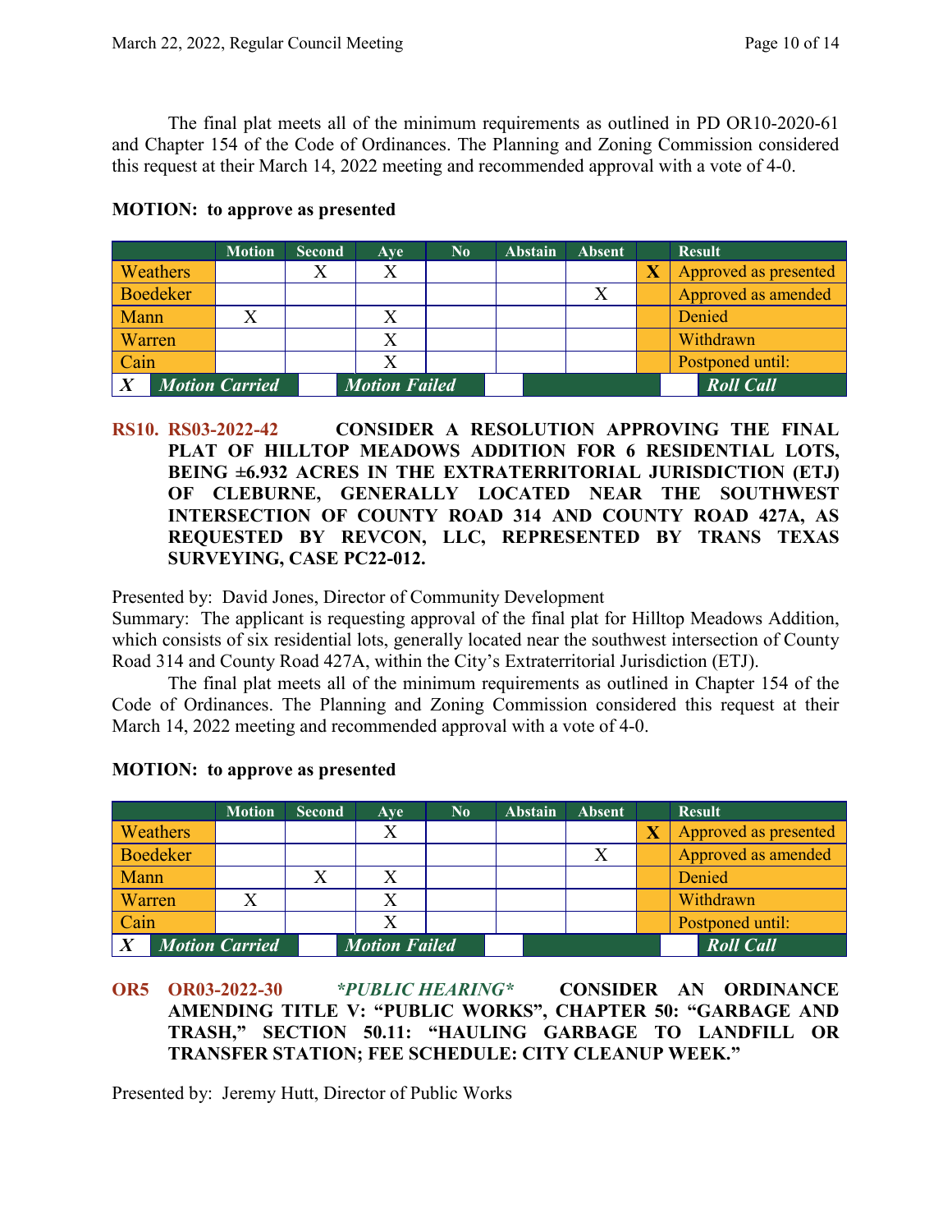The final plat meets all of the minimum requirements as outlined in PD OR10-2020-61 and Chapter 154 of the Code of Ordinances. The Planning and Zoning Commission considered this request at their March 14, 2022 meeting and recommended approval with a vote of 4-0.

**MOTION: to approve as presented**

| | Motion | Second | Aye | No | Abstain | Absent | | Result |
|---|---|---|---|---|---|---|---|---|
| Weathers | | X | X | | | | **X** | Approved as presented |
| Boedeker | | | | | | X | | Approved as amended |
| Mann | X | | X | | | | | Denied |
| Warren | | | X | | | | | Withdrawn |
| Cain | | | X | | | | | Postponed until: |
| ***X*** | ***Motion Carried*** | | ***Motion Failed*** | | | | | ***Roll Call*** |

**RS10. RS03-2022-42 CONSIDER A RESOLUTION APPROVING THE FINAL PLAT OF HILLTOP MEADOWS ADDITION FOR 6 RESIDENTIAL LOTS, BEING ±6.932 ACRES IN THE EXTRATERRITORIAL JURISDICTION (ETJ) OF CLEBURNE, GENERALLY LOCATED NEAR THE SOUTHWEST INTERSECTION OF COUNTY ROAD 314 AND COUNTY ROAD 427A, AS REQUESTED BY REVCON, LLC, REPRESENTED BY TRANS TEXAS SURVEYING, CASE PC22-012.**

Presented by: David Jones, Director of Community Development

Summary: The applicant is requesting approval of the final plat for Hilltop Meadows Addition, which consists of six residential lots, generally located near the southwest intersection of County Road 314 and County Road 427A, within the City's Extraterritorial Jurisdiction (ETJ).

The final plat meets all of the minimum requirements as outlined in Chapter 154 of the Code of Ordinances. The Planning and Zoning Commission considered this request at their March 14, 2022 meeting and recommended approval with a vote of 4-0.

**MOTION: to approve as presented**

| | Motion | Second | Aye | No | Abstain | Absent | | Result |
|---|---|---|---|---|---|---|---|---|
| Weathers | | | X | | | | **X** | Approved as presented |
| Boedeker | | | | | | X | | Approved as amended |
| Mann | | X | X | | | | | Denied |
| Warren | X | | X | | | | | Withdrawn |
| Cain | | | X | | | | | Postponed until: |
| ***X*** | ***Motion Carried*** | | ***Motion Failed*** | | | | | ***Roll Call*** |

**OR5 OR03-2022-30** ***\*PUBLIC HEARING\**** **CONSIDER AN ORDINANCE AMENDING TITLE V: "PUBLIC WORKS", CHAPTER 50: "GARBAGE AND TRASH," SECTION 50.11: "HAULING GARBAGE TO LANDFILL OR TRANSFER STATION; FEE SCHEDULE: CITY CLEANUP WEEK."**

Presented by: Jeremy Hutt, Director of Public Works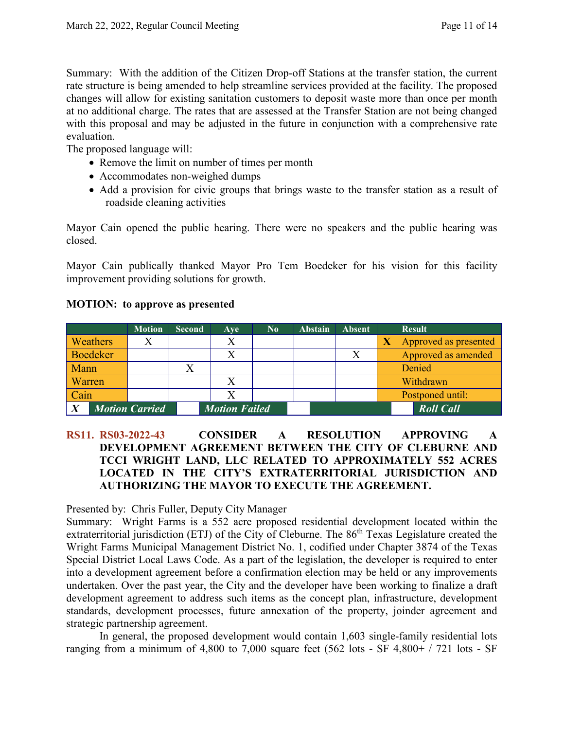Summary: With the addition of the Citizen Drop-off Stations at the transfer station, the current rate structure is being amended to help streamline services provided at the facility. The proposed changes will allow for existing sanitation customers to deposit waste more than once per month at no additional charge. The rates that are assessed at the Transfer Station are not being changed with this proposal and may be adjusted in the future in conjunction with a comprehensive rate evaluation.

The proposed language will:

- Remove the limit on number of times per month
- Accommodates non-weighed dumps
- Add a provision for civic groups that brings waste to the transfer station as a result of roadside cleaning activities

Mayor Cain opened the public hearing. There were no speakers and the public hearing was closed.

Mayor Cain publically thanked Mayor Pro Tem Boedeker for his vision for this facility improvement providing solutions for growth.

**MOTION: to approve as presented**

| | Motion | Second | Aye | No | Abstain | Absent | | Result |
|---|---|---|---|---|---|---|---|---|
| Weathers | X | | X | | | | X | Approved as presented |
| Boedeker | | | X | | | X | | Approved as amended |
| Mann | | X | | | | | | Denied |
| Warren | | | X | | | | | Withdrawn |
| Cain | | | X | | | | | Postponed until: |
| X | ***Motion Carried*** | | ***Motion Failed*** | | | | | ***Roll Call*** |

**RS11. RS03-2022-43 CONSIDER A RESOLUTION APPROVING A DEVELOPMENT AGREEMENT BETWEEN THE CITY OF CLEBURNE AND TCCI WRIGHT LAND, LLC RELATED TO APPROXIMATELY 552 ACRES LOCATED IN THE CITY'S EXTRATERRITORIAL JURISDICTION AND AUTHORIZING THE MAYOR TO EXECUTE THE AGREEMENT.**

Presented by: Chris Fuller, Deputy City Manager

Summary: Wright Farms is a 552 acre proposed residential development located within the extraterritorial jurisdiction (ETJ) of the City of Cleburne. The 86th Texas Legislature created the Wright Farms Municipal Management District No. 1, codified under Chapter 3874 of the Texas Special District Local Laws Code. As a part of the legislation, the developer is required to enter into a development agreement before a confirmation election may be held or any improvements undertaken. Over the past year, the City and the developer have been working to finalize a draft development agreement to address such items as the concept plan, infrastructure, development standards, development processes, future annexation of the property, joinder agreement and strategic partnership agreement.

In general, the proposed development would contain 1,603 single-family residential lots ranging from a minimum of 4,800 to 7,000 square feet (562 lots - SF 4,800+ / 721 lots - SF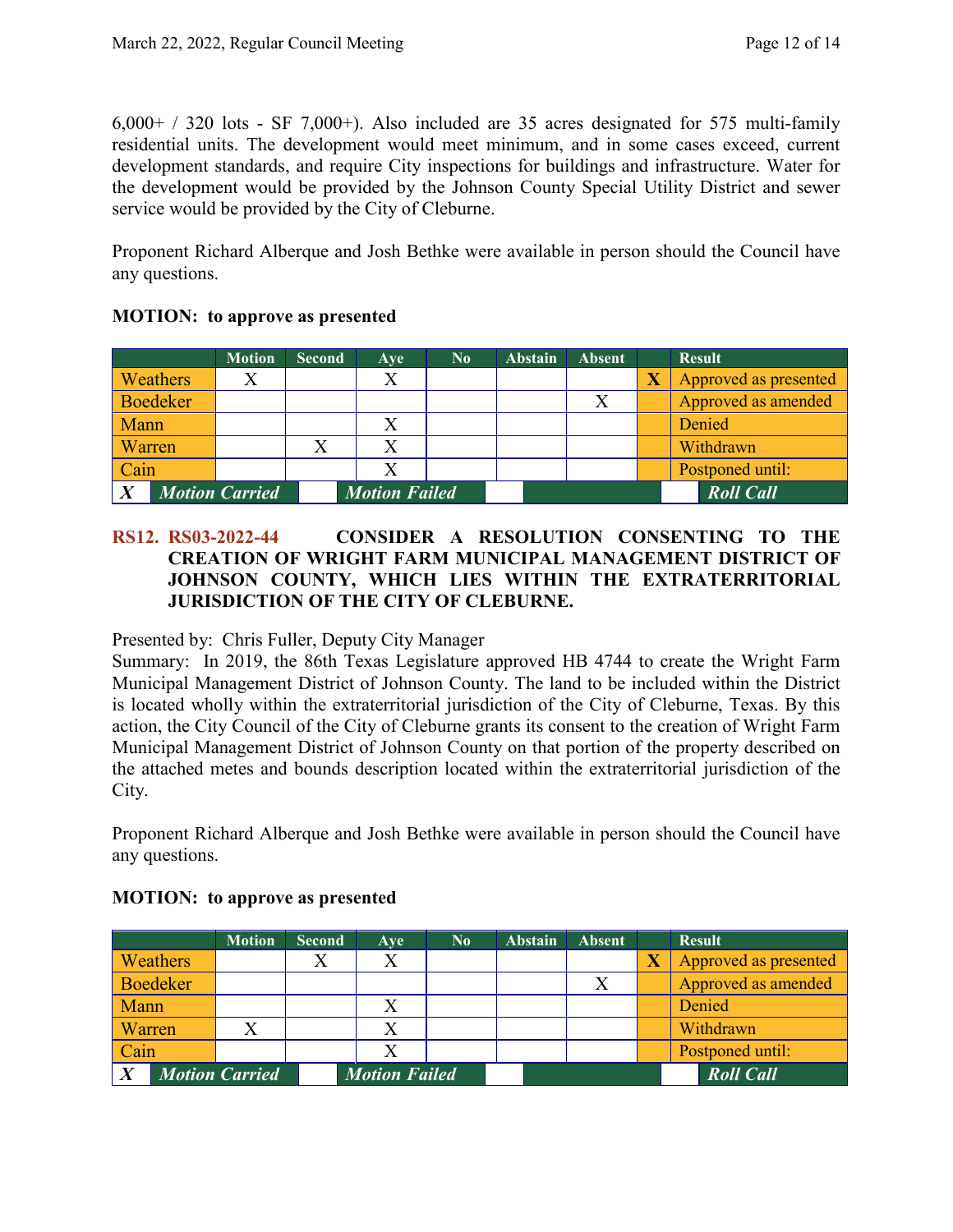6,000+ / 320 lots - SF 7,000+). Also included are 35 acres designated for 575 multi-family residential units. The development would meet minimum, and in some cases exceed, current development standards, and require City inspections for buildings and infrastructure. Water for the development would be provided by the Johnson County Special Utility District and sewer service would be provided by the City of Cleburne.

Proponent Richard Alberque and Josh Bethke were available in person should the Council have any questions.

**MOTION: to approve as presented**

| | Motion | Second | Aye | No | Abstain | Absent | | Result |
|---|---|---|---|---|---|---|---|---|
| Weathers | X | | X | | | | X | Approved as presented |
| Boedeker | | | | | | X | | Approved as amended |
| Mann | | | X | | | | | Denied |
| Warren | | X | X | | | | | Withdrawn |
| Cain | | | X | | | | | Postponed until: |
| X | *Motion Carried* | | *Motion Failed* | | | | | *Roll Call* |

**RS12. RS03-2022-44 CONSIDER A RESOLUTION CONSENTING TO THE CREATION OF WRIGHT FARM MUNICIPAL MANAGEMENT DISTRICT OF JOHNSON COUNTY, WHICH LIES WITHIN THE EXTRATERRITORIAL JURISDICTION OF THE CITY OF CLEBURNE.**

Presented by: Chris Fuller, Deputy City Manager
Summary: In 2019, the 86th Texas Legislature approved HB 4744 to create the Wright Farm Municipal Management District of Johnson County. The land to be included within the District is located wholly within the extraterritorial jurisdiction of the City of Cleburne, Texas. By this action, the City Council of the City of Cleburne grants its consent to the creation of Wright Farm Municipal Management District of Johnson County on that portion of the property described on the attached metes and bounds description located within the extraterritorial jurisdiction of the City.

Proponent Richard Alberque and Josh Bethke were available in person should the Council have any questions.

**MOTION: to approve as presented**

| | Motion | Second | Aye | No | Abstain | Absent | | Result |
|---|---|---|---|---|---|---|---|---|
| Weathers | | X | X | | | | X | Approved as presented |
| Boedeker | | | | | | X | | Approved as amended |
| Mann | | | X | | | | | Denied |
| Warren | X | | X | | | | | Withdrawn |
| Cain | | | X | | | | | Postponed until: |
| X | *Motion Carried* | | *Motion Failed* | | | | | *Roll Call* |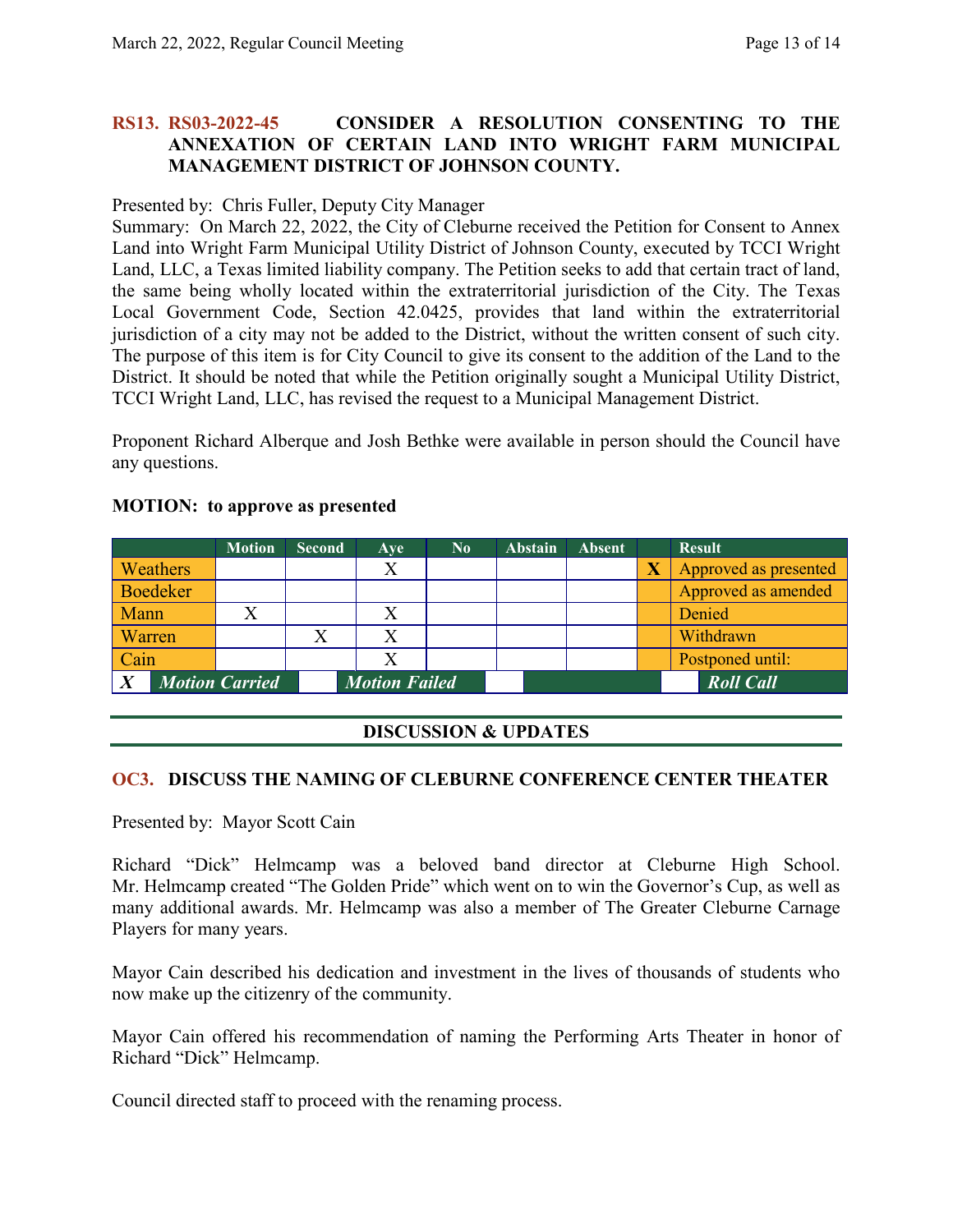**RS13. RS03-2022-45 CONSIDER A RESOLUTION CONSENTING TO THE ANNEXATION OF CERTAIN LAND INTO WRIGHT FARM MUNICIPAL MANAGEMENT DISTRICT OF JOHNSON COUNTY.**

Presented by: Chris Fuller, Deputy City Manager

Summary: On March 22, 2022, the City of Cleburne received the Petition for Consent to Annex Land into Wright Farm Municipal Utility District of Johnson County, executed by TCCI Wright Land, LLC, a Texas limited liability company. The Petition seeks to add that certain tract of land, the same being wholly located within the extraterritorial jurisdiction of the City. The Texas Local Government Code, Section 42.0425, provides that land within the extraterritorial jurisdiction of a city may not be added to the District, without the written consent of such city. The purpose of this item is for City Council to give its consent to the addition of the Land to the District. It should be noted that while the Petition originally sought a Municipal Utility District, TCCI Wright Land, LLC, has revised the request to a Municipal Management District.

Proponent Richard Alberque and Josh Bethke were available in person should the Council have any questions.

**MOTION: to approve as presented**

| | Motion | Second | Aye | No | Abstain | Absent | | Result |
|---|---|---|---|---|---|---|---|---|
| Weathers | | | X | | | | X | Approved as presented |
| Boedeker | | | | | | | | Approved as amended |
| Mann | X | | X | | | | | Denied |
| Warren | | X | X | | | | | Withdrawn |
| Cain | | | X | | | | | Postponed until: |
| *X* | ***Motion Carried*** | | ***Motion Failed*** | | | | | ***Roll Call*** |

## DISCUSSION & UPDATES

**OC3. DISCUSS THE NAMING OF CLEBURNE CONFERENCE CENTER THEATER**

Presented by: Mayor Scott Cain

Richard "Dick" Helmcamp was a beloved band director at Cleburne High School. Mr. Helmcamp created "The Golden Pride" which went on to win the Governor's Cup, as well as many additional awards. Mr. Helmcamp was also a member of The Greater Cleburne Carnage Players for many years.

Mayor Cain described his dedication and investment in the lives of thousands of students who now make up the citizenry of the community.

Mayor Cain offered his recommendation of naming the Performing Arts Theater in honor of Richard "Dick" Helmcamp.

Council directed staff to proceed with the renaming process.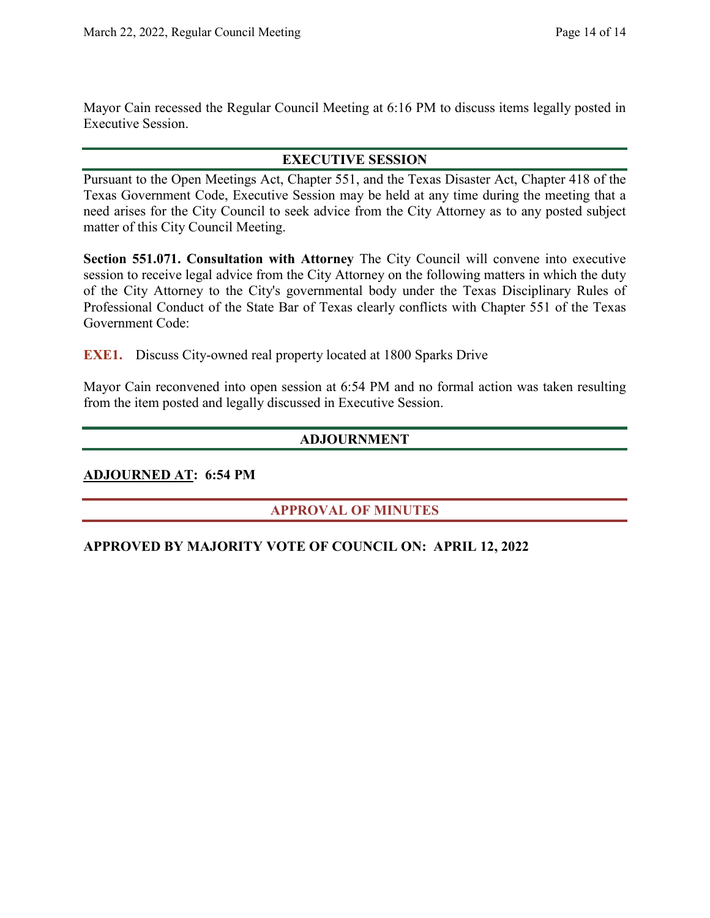Mayor Cain recessed the Regular Council Meeting at 6:16 PM to discuss items legally posted in Executive Session.

## EXECUTIVE SESSION

Pursuant to the Open Meetings Act, Chapter 551, and the Texas Disaster Act, Chapter 418 of the Texas Government Code, Executive Session may be held at any time during the meeting that a need arises for the City Council to seek advice from the City Attorney as to any posted subject matter of this City Council Meeting.

**Section 551.071. Consultation with Attorney** The City Council will convene into executive session to receive legal advice from the City Attorney on the following matters in which the duty of the City Attorney to the City's governmental body under the Texas Disciplinary Rules of Professional Conduct of the State Bar of Texas clearly conflicts with Chapter 551 of the Texas Government Code:

**EXE1.** Discuss City-owned real property located at 1800 Sparks Drive

Mayor Cain reconvened into open session at 6:54 PM and no formal action was taken resulting from the item posted and legally discussed in Executive Session.

## ADJOURNMENT

**ADJOURNED AT: 6:54 PM**

## APPROVAL OF MINUTES

**APPROVED BY MAJORITY VOTE OF COUNCIL ON: APRIL 12, 2022**